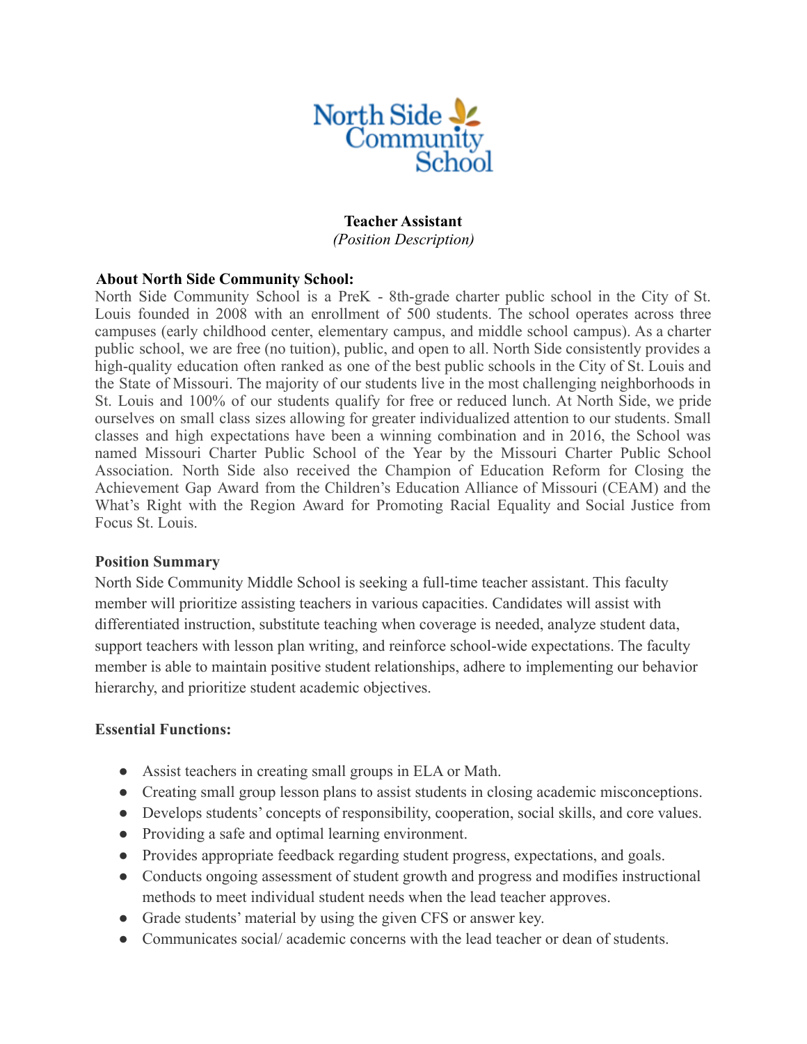North Side Community School

**Teacher Assistant**
*(Position Description)*

**About North Side Community School:**
North Side Community School is a PreK - 8th-grade charter public school in the City of St. Louis founded in 2008 with an enrollment of 500 students. The school operates across three campuses (early childhood center, elementary campus, and middle school campus). As a charter public school, we are free (no tuition), public, and open to all. North Side consistently provides a high-quality education often ranked as one of the best public schools in the City of St. Louis and the State of Missouri. The majority of our students live in the most challenging neighborhoods in St. Louis and 100% of our students qualify for free or reduced lunch. At North Side, we pride ourselves on small class sizes allowing for greater individualized attention to our students. Small classes and high expectations have been a winning combination and in 2016, the School was named Missouri Charter Public School of the Year by the Missouri Charter Public School Association. North Side also received the Champion of Education Reform for Closing the Achievement Gap Award from the Children's Education Alliance of Missouri (CEAM) and the What's Right with the Region Award for Promoting Racial Equality and Social Justice from Focus St. Louis.

**Position Summary**
North Side Community Middle School is seeking a full-time teacher assistant. This faculty member will prioritize assisting teachers in various capacities. Candidates will assist with differentiated instruction, substitute teaching when coverage is needed, analyze student data, support teachers with lesson plan writing, and reinforce school-wide expectations. The faculty member is able to maintain positive student relationships, adhere to implementing our behavior hierarchy, and prioritize student academic objectives.

**Essential Functions:**

- Assist teachers in creating small groups in ELA or Math.
- Creating small group lesson plans to assist students in closing academic misconceptions.
- Develops students' concepts of responsibility, cooperation, social skills, and core values.
- Providing a safe and optimal learning environment.
- Provides appropriate feedback regarding student progress, expectations, and goals.
- Conducts ongoing assessment of student growth and progress and modifies instructional methods to meet individual student needs when the lead teacher approves.
- Grade students' material by using the given CFS or answer key.
- Communicates social/ academic concerns with the lead teacher or dean of students.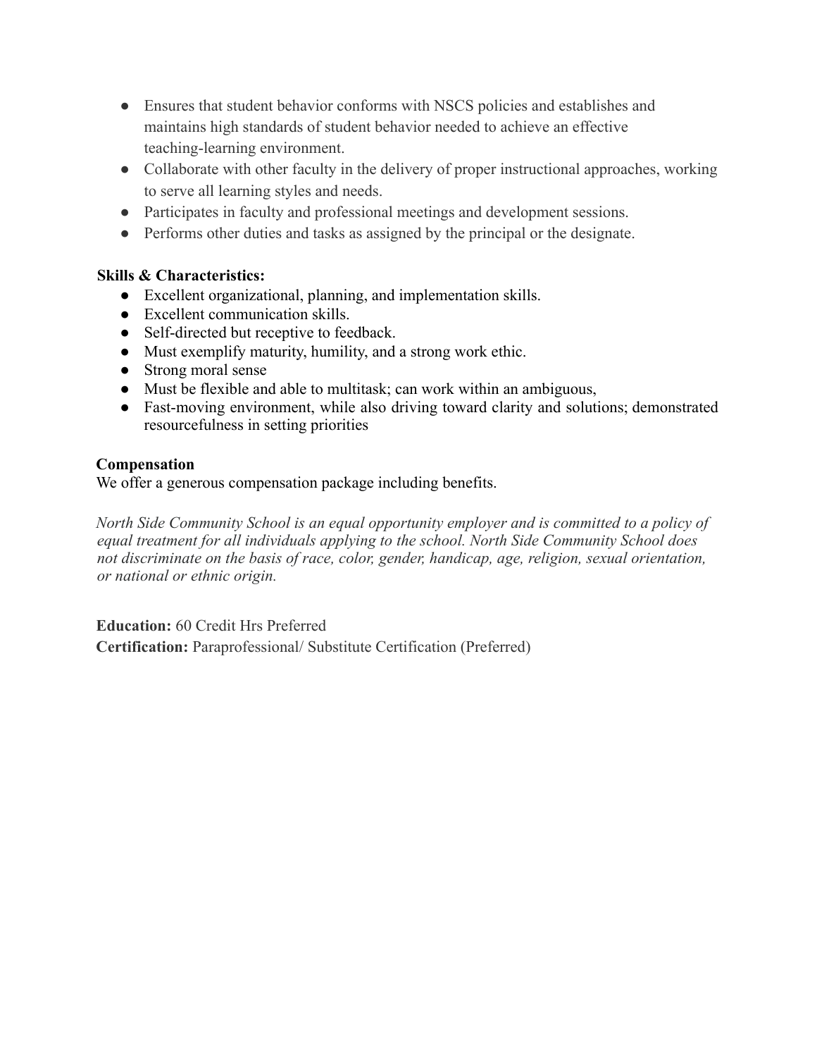- Ensures that student behavior conforms with NSCS policies and establishes and maintains high standards of student behavior needed to achieve an effective teaching-learning environment.
- Collaborate with other faculty in the delivery of proper instructional approaches, working to serve all learning styles and needs.
- Participates in faculty and professional meetings and development sessions.
- Performs other duties and tasks as assigned by the principal or the designate.

**Skills & Characteristics:**

- Excellent organizational, planning, and implementation skills.
- Excellent communication skills.
- Self-directed but receptive to feedback.
- Must exemplify maturity, humility, and a strong work ethic.
- Strong moral sense
- Must be flexible and able to multitask; can work within an ambiguous,
- Fast-moving environment, while also driving toward clarity and solutions; demonstrated resourcefulness in setting priorities

**Compensation**

We offer a generous compensation package including benefits.

*North Side Community School is an equal opportunity employer and is committed to a policy of equal treatment for all individuals applying to the school. North Side Community School does not discriminate on the basis of race, color, gender, handicap, age, religion, sexual orientation, or national or ethnic origin.*

**Education:** 60 Credit Hrs Preferred

**Certification:** Paraprofessional/ Substitute Certification (Preferred)